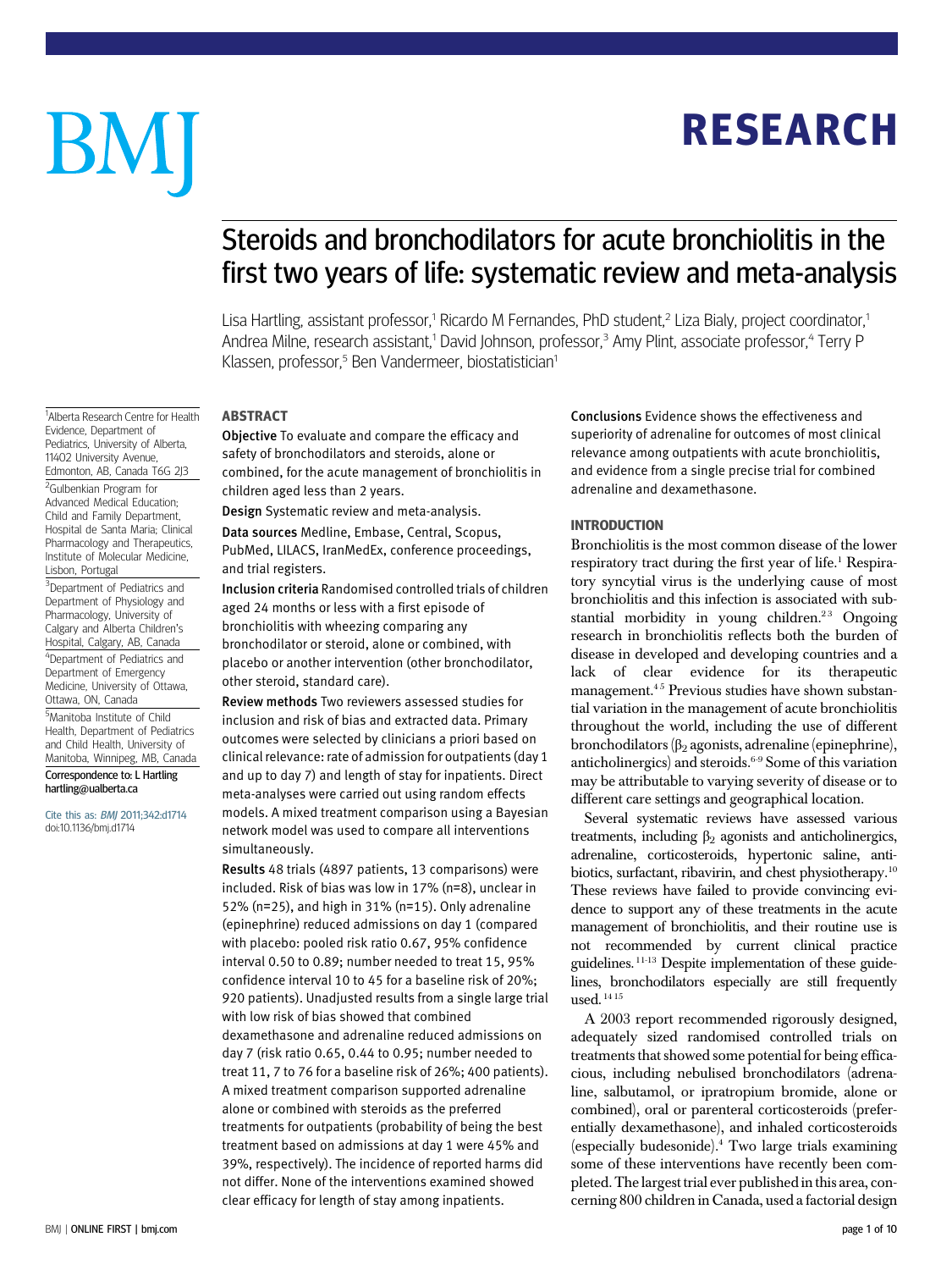# RESEARCH

# Steroids and bronchodilators for acute bronchiolitis in the first two years of life: systematic review and meta-analysis

Lisa Hartling, assistant professor,[1] Ricardo M Fernandes, PhD student,[2] Liza Bialy, project coordinator,[1] Andrea Milne, research assistant,[1] David Johnson, professor,[3] Amy Plint, associate professor,[4] Terry P Klassen, professor,[5] Ben Vandermeer, biostatistician[1]

[1]Alberta Research Centre for Health Evidence, Department of Pediatrics, University of Alberta, 11402 University Avenue, Edmonton, AB, Canada T6G 2J3

[2]Gulbenkian Program for Advanced Medical Education; Child and Family Department, Hospital de Santa Maria; Clinical Pharmacology and Therapeutics, Institute of Molecular Medicine, Lisbon, Portugal

[3]Department of Pediatrics and Department of Physiology and Pharmacology, University of Calgary and Alberta Children's Hospital, Calgary, AB, Canada

[4]Department of Pediatrics and Department of Emergency Medicine, University of Ottawa, Ottawa, ON, Canada

[5]Manitoba Institute of Child Health, Department of Pediatrics and Child Health, University of Manitoba, Winnipeg, MB, Canada

Correspondence to: L Hartling hartling@ualberta.ca

Cite this as: *BMJ* 2011;342:d1714 doi:10.1136/bmj.d1714

## ABSTRACT

**Objective** To evaluate and compare the efficacy and safety of bronchodilators and steroids, alone or combined, for the acute management of bronchiolitis in children aged less than 2 years.

**Design** Systematic review and meta-analysis.

**Data sources** Medline, Embase, Central, Scopus, PubMed, LILACS, IranMedEx, conference proceedings, and trial registers.

**Inclusion criteria** Randomised controlled trials of children aged 24 months or less with a first episode of bronchiolitis with wheezing comparing any bronchodilator or steroid, alone or combined, with placebo or another intervention (other bronchodilator, other steroid, standard care).

**Review methods** Two reviewers assessed studies for inclusion and risk of bias and extracted data. Primary outcomes were selected by clinicians a priori based on clinical relevance: rate of admission for outpatients (day 1 and up to day 7) and length of stay for inpatients. Direct meta-analyses were carried out using random effects models. A mixed treatment comparison using a Bayesian network model was used to compare all interventions simultaneously.

**Results** 48 trials (4897 patients, 13 comparisons) were included. Risk of bias was low in 17% (n=8), unclear in 52% (n=25), and high in 31% (n=15). Only adrenaline (epinephrine) reduced admissions on day 1 (compared with placebo: pooled risk ratio 0.67, 95% confidence interval 0.50 to 0.89; number needed to treat 15, 95% confidence interval 10 to 45 for a baseline risk of 20%; 920 patients). Unadjusted results from a single large trial with low risk of bias showed that combined dexamethasone and adrenaline reduced admissions on day 7 (risk ratio 0.65, 0.44 to 0.95; number needed to treat 11, 7 to 76 for a baseline risk of 26%; 400 patients). A mixed treatment comparison supported adrenaline alone or combined with steroids as the preferred treatments for outpatients (probability of being the best treatment based on admissions at day 1 were 45% and 39%, respectively). The incidence of reported harms did not differ. None of the interventions examined showed clear efficacy for length of stay among inpatients.

**Conclusions** Evidence shows the effectiveness and superiority of adrenaline for outcomes of most clinical relevance among outpatients with acute bronchiolitis, and evidence from a single precise trial for combined adrenaline and dexamethasone.

## INTRODUCTION

Bronchiolitis is the most common disease of the lower respiratory tract during the first year of life.[1] Respiratory syncytial virus is the underlying cause of most bronchiolitis and this infection is associated with substantial morbidity in young children.[2,3] Ongoing research in bronchiolitis reflects both the burden of disease in developed and developing countries and a lack of clear evidence for its therapeutic management.[4,5] Previous studies have shown substantial variation in the management of acute bronchiolitis throughout the world, including the use of different bronchodilators ($\beta_2$ agonists, adrenaline (epinephrine), anticholinergics) and steroids.[6-9] Some of this variation may be attributable to varying severity of disease or to different care settings and geographical location.

Several systematic reviews have assessed various treatments, including $\beta_2$ agonists and anticholinergics, adrenaline, corticosteroids, hypertonic saline, antibiotics, surfactant, ribavirin, and chest physiotherapy.[10] These reviews have failed to provide convincing evidence to support any of these treatments in the acute management of bronchiolitis, and their routine use is not recommended by current clinical practice guidelines.[11-13] Despite implementation of these guidelines, bronchodilators especially are still frequently used.[14,15]

A 2003 report recommended rigorously designed, adequately sized randomised controlled trials on treatments that showed some potential for being efficacious, including nebulised bronchodilators (adrenaline, salbutamol, or ipratropium bromide, alone or combined), oral or parenteral corticosteroids (preferentially dexamethasone), and inhaled corticosteroids (especially budesonide).[4] Two large trials examining some of these interventions have recently been completed. The largest trial ever published in this area, concerning 800 children in Canada, used a factorial design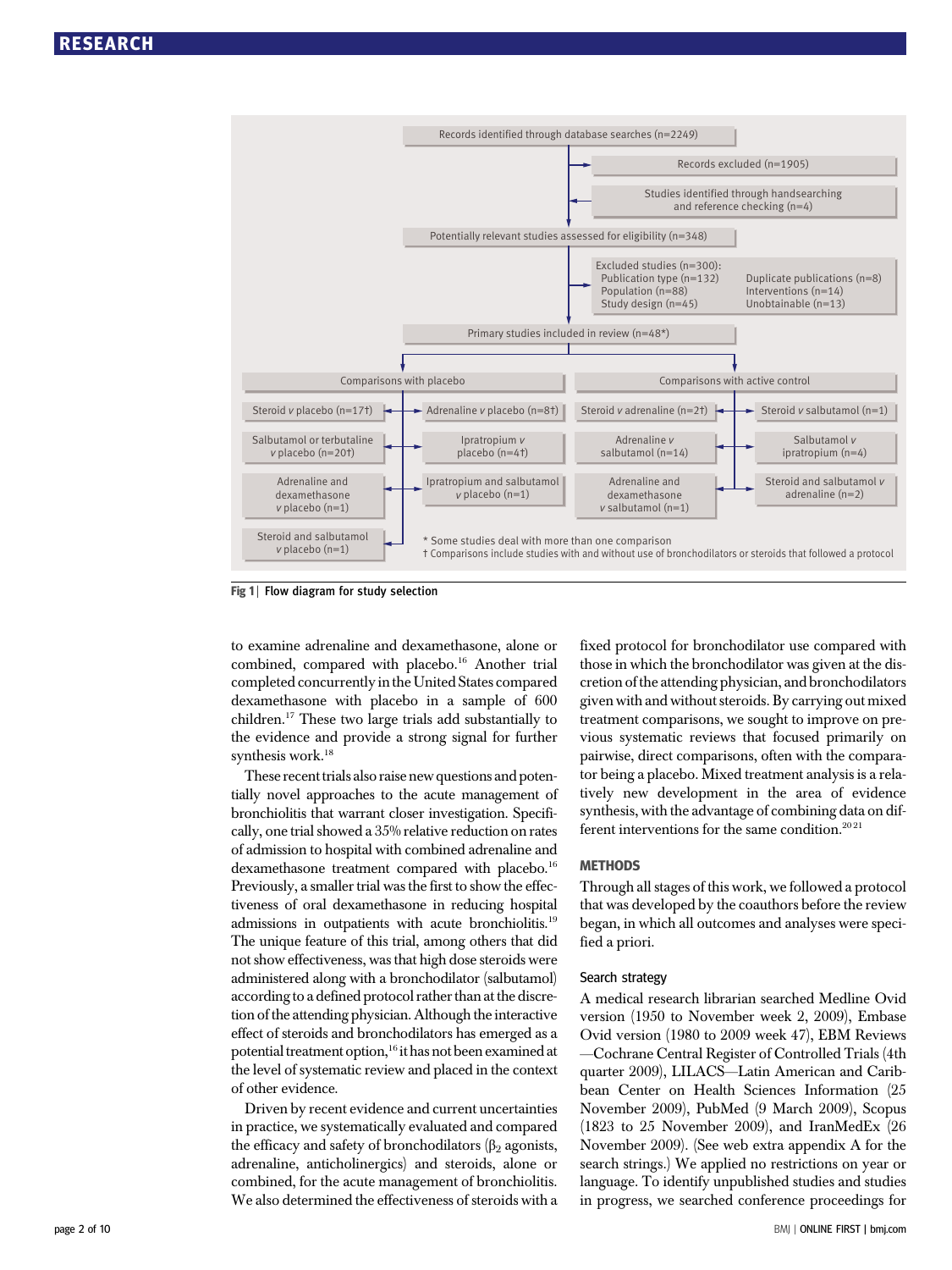Records identified through database searches (n=2249)

Records excluded (n=1905)

Studies identified through handsearching and reference checking (n=4)

Potentially relevant studies assessed for eligibility (n=348)

Excluded studies (n=300):
Publication type (n=132)
Population (n=88)
Study design (n=45)
Duplicate publications (n=8)
Interventions (n=14)
Unobtainable (n=13)

Primary studies included in review (n=48*)

Comparisons with placebo

Steroid *v* placebo (n=17†)

Adrenaline *v* placebo (n=8†)

Salbutamol or terbutaline *v* placebo (n=20†)

Ipratropium *v* placebo (n=4†)

Adrenaline and dexamethasone *v* placebo (n=1)

Ipratropium and salbutamol *v* placebo (n=1)

Steroid and salbutamol *v* placebo (n=1)

Comparisons with active control

Steroid *v* adrenaline (n=2†)

Steroid *v* salbutamol (n=1)

Adrenaline *v* salbutamol (n=14)

Salbutamol *v* ipratropium (n=4)

Adrenaline and dexamethasone *v* salbutamol (n=1)

Steroid and salbutamol *v* adrenaline (n=2)

\* Some studies deal with more than one comparison

† Comparisons include studies with and without use of bronchodilators or steroids that followed a protocol

**Fig 1** | Flow diagram for study selection

to examine adrenaline and dexamethasone, alone or combined, compared with placebo.[16] Another trial completed concurrently in the United States compared dexamethasone with placebo in a sample of 600 children.[17] These two large trials add substantially to the evidence and provide a strong signal for further synthesis work.[18]

These recent trials also raise new questions and potentially novel approaches to the acute management of bronchiolitis that warrant closer investigation. Specifically, one trial showed a 35% relative reduction on rates of admission to hospital with combined adrenaline and dexamethasone treatment compared with placebo.[16] Previously, a smaller trial was the first to show the effectiveness of oral dexamethasone in reducing hospital admissions in outpatients with acute bronchiolitis.[19] The unique feature of this trial, among others that did not show effectiveness, was that high dose steroids were administered along with a bronchodilator (salbutamol) according to a defined protocol rather than at the discretion of the attending physician. Although the interactive effect of steroids and bronchodilators has emerged as a potential treatment option,[16] it has not been examined at the level of systematic review and placed in the context of other evidence.

Driven by recent evidence and current uncertainties in practice, we systematically evaluated and compared the efficacy and safety of bronchodilators ($\beta_2$ agonists, adrenaline, anticholinergics) and steroids, alone or combined, for the acute management of bronchiolitis. We also determined the effectiveness of steroids with a fixed protocol for bronchodilator use compared with those in which the bronchodilator was given at the discretion of the attending physician, and bronchodilators given with and without steroids. By carrying out mixed treatment comparisons, we sought to improve on previous systematic reviews that focused primarily on pairwise, direct comparisons, often with the comparator being a placebo. Mixed treatment analysis is a relatively new development in the area of evidence synthesis, with the advantage of combining data on different interventions for the same condition.[20,21]

## METHODS

Through all stages of this work, we followed a protocol that was developed by the coauthors before the review began, in which all outcomes and analyses were specified a priori.

### Search strategy

A medical research librarian searched Medline Ovid version (1950 to November week 2, 2009), Embase Ovid version (1980 to 2009 week 47), EBM Reviews —Cochrane Central Register of Controlled Trials (4th quarter 2009), LILACS—Latin American and Caribbean Center on Health Sciences Information (25 November 2009), PubMed (9 March 2009), Scopus (1823 to 25 November 2009), and IranMedEx (26 November 2009). (See web extra appendix A for the search strings.) We applied no restrictions on year or language. To identify unpublished studies and studies in progress, we searched conference proceedings for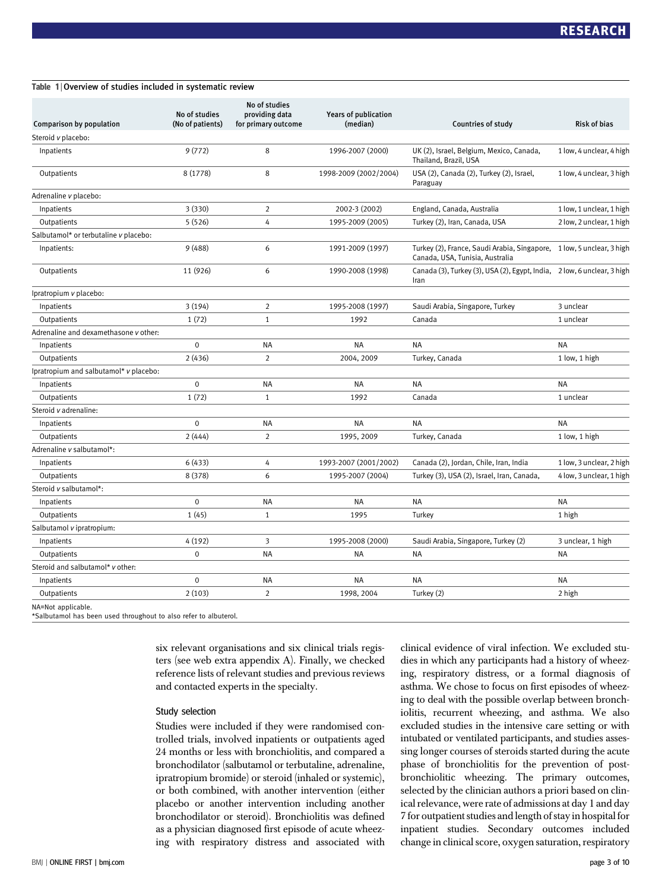**Table 1 | Overview of studies included in systematic review**

| Comparison by population | No of studies (No of patients) | No of studies providing data for primary outcome | Years of publication (median) | Countries of study | Risk of bias |
|---|---|---|---|---|---|
| Steroid *v* placebo: | | | | | |
| Inpatients | 9 (772) | 8 | 1996-2007 (2000) | UK (2), Israel, Belgium, Mexico, Canada, Thailand, Brazil, USA | 1 low, 4 unclear, 4 high |
| Outpatients | 8 (1778) | 8 | 1998-2009 (2002/2004) | USA (2), Canada (2), Turkey (2), Israel, Paraguay | 1 low, 4 unclear, 3 high |
| Adrenaline *v* placebo: | | | | | |
| Inpatients | 3 (330) | 2 | 2002-3 (2002) | England, Canada, Australia | 1 low, 1 unclear, 1 high |
| Outpatients | 5 (526) | 4 | 1995-2009 (2005) | Turkey (2), Iran, Canada, USA | 2 low, 2 unclear, 1 high |
| Salbutamol* or terbutaline *v* placebo: | | | | | |
| Inpatients: | 9 (488) | 6 | 1991-2009 (1997) | Turkey (2), France, Saudi Arabia, Singapore, Canada, USA, Tunisia, Australia | 1 low, 5 unclear, 3 high |
| Outpatients | 11 (926) | 6 | 1990-2008 (1998) | Canada (3), Turkey (3), USA (2), Egypt, India, Iran | 2 low, 6 unclear, 3 high |
| Ipratropium *v* placebo: | | | | | |
| Inpatients | 3 (194) | 2 | 1995-2008 (1997) | Saudi Arabia, Singapore, Turkey | 3 unclear |
| Outpatients | 1 (72) | 1 | 1992 | Canada | 1 unclear |
| Adrenaline and dexamethasone *v* other: | | | | | |
| Inpatients | 0 | NA | NA | NA | NA |
| Outpatients | 2 (436) | 2 | 2004, 2009 | Turkey, Canada | 1 low, 1 high |
| Ipratropium and salbutamol* *v* placebo: | | | | | |
| Inpatients | 0 | NA | NA | NA | NA |
| Outpatients | 1 (72) | 1 | 1992 | Canada | 1 unclear |
| Steroid *v* adrenaline: | | | | | |
| Inpatients | 0 | NA | NA | NA | NA |
| Outpatients | 2 (444) | 2 | 1995, 2009 | Turkey, Canada | 1 low, 1 high |
| Adrenaline *v* salbutamol*: | | | | | |
| Inpatients | 6 (433) | 4 | 1993-2007 (2001/2002) | Canada (2), Jordan, Chile, Iran, India | 1 low, 3 unclear, 2 high |
| Outpatients | 8 (378) | 6 | 1995-2007 (2004) | Turkey (3), USA (2), Israel, Iran, Canada, | 4 low, 3 unclear, 1 high |
| Steroid *v* salbutamol*: | | | | | |
| Inpatients | 0 | NA | NA | NA | NA |
| Outpatients | 1 (45) | 1 | 1995 | Turkey | 1 high |
| Salbutamol *v* ipratropium: | | | | | |
| Inpatients | 4 (192) | 3 | 1995-2008 (2000) | Saudi Arabia, Singapore, Turkey (2) | 3 unclear, 1 high |
| Outpatients | 0 | NA | NA | NA | NA |
| Steroid and salbutamol* *v* other: | | | | | |
| Inpatients | 0 | NA | NA | NA | NA |
| Outpatients | 2 (103) | 2 | 1998, 2004 | Turkey (2) | 2 high |

NA=Not applicable.
*Salbutamol has been used throughout to also refer to albuterol.

six relevant organisations and six clinical trials registers (see web extra appendix A). Finally, we checked reference lists of relevant studies and previous reviews and contacted experts in the specialty.

### Study selection

Studies were included if they were randomised controlled trials, involved inpatients or outpatients aged 24 months or less with bronchiolitis, and compared a bronchodilator (salbutamol or terbutaline, adrenaline, ipratropium bromide) or steroid (inhaled or systemic), or both combined, with another intervention (either placebo or another intervention including another bronchodilator or steroid). Bronchiolitis was defined as a physician diagnosed first episode of acute wheezing with respiratory distress and associated with clinical evidence of viral infection. We excluded studies in which any participants had a history of wheezing, respiratory distress, or a formal diagnosis of asthma. We chose to focus on first episodes of wheezing to deal with the possible overlap between bronchiolitis, recurrent wheezing, and asthma. We also excluded studies in the intensive care setting or with intubated or ventilated participants, and studies assessing longer courses of steroids started during the acute phase of bronchiolitis for the prevention of postbronchiolitic wheezing. The primary outcomes, selected by the clinician authors a priori based on clinical relevance, were rate of admissions at day 1 and day 7 for outpatient studies and length of stay in hospital for inpatient studies. Secondary outcomes included change in clinical score, oxygen saturation, respiratory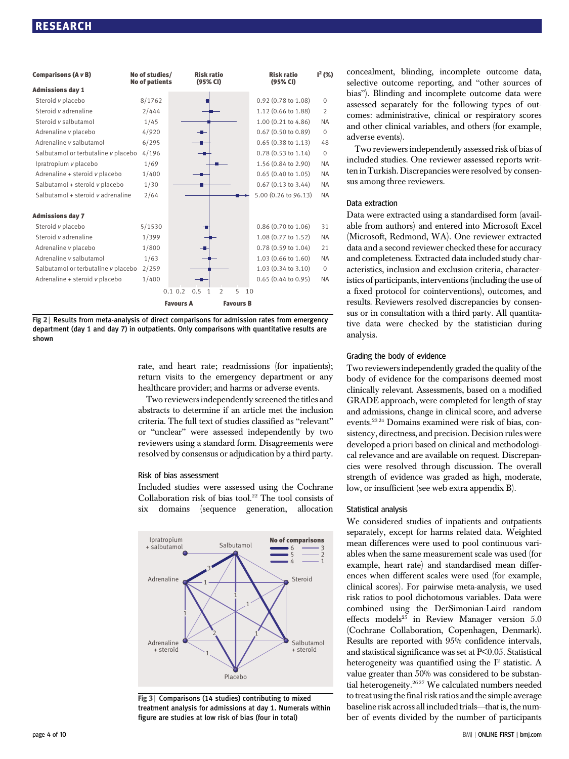Comparisons (A v B) | No of studies/ No of patients | Risk ratio (95% CI) | Risk ratio (95% CI) | $I^2$ (%)

**Admissions day 1**

Steroid v placebo 8/1762 0.92 (0.78 to 1.08) 0

Steroid v adrenaline 2/444 1.12 (0.66 to 1.88) 2

Steroid v salbutamol 1/45 1.00 (0.21 to 4.86) NA

Adrenaline v placebo 4/920 0.67 (0.50 to 0.89) 0

Adrenaline v salbutamol 6/295 0.65 (0.38 to 1.13) 48

Salbutamol or terbutaline v placebo 4/196 0.78 (0.53 to 1.14) 0

Ipratropium v placebo 1/69 1.56 (0.84 to 2.90) NA

Adrenaline + steroid v placebo 1/400 0.65 (0.40 to 1.05) NA

Salbutamol + steroid v placebo 1/30 0.67 (0.13 to 3.44) NA

Salbutamol + steroid v adrenaline 2/64 5.00 (0.26 to 96.13) NA

**Admissions day 7**

Steroid v placebo 5/1530 0.86 (0.70 to 1.06) 31

Steroid v adrenaline 1/399 1.08 (0.77 to 1.52) NA

Adrenaline v placebo 1/800 0.78 (0.59 to 1.04) 21

Adrenaline v salbutamol 1/63 1.03 (0.66 to 1.60) NA

Salbutamol or terbutaline v placebo 2/259 1.03 (0.34 to 3.10) 0

Adrenaline + steroid v placebo 1/400 0.65 (0.44 to 0.95) NA

0.1 0.2 0.5 1 2 5 10

Favours A Favours B

Fig 2 | Results from meta-analysis of direct comparisons for admission rates from emergency department (day 1 and day 7) in outpatients. Only comparisons with quantitative results are shown

rate, and heart rate; readmissions (for inpatients); return visits to the emergency department or any healthcare provider; and harms or adverse events.

Two reviewers independently screened the titles and abstracts to determine if an article met the inclusion criteria. The full text of studies classified as "relevant" or "unclear" were assessed independently by two reviewers using a standard form. Disagreements were resolved by consensus or adjudication by a third party.

### Risk of bias assessment

Included studies were assessed using the Cochrane Collaboration risk of bias tool.[22] The tool consists of six domains (sequence generation, allocation concealment, blinding, incomplete outcome data, selective outcome reporting, and "other sources of bias"). Blinding and incomplete outcome data were assessed separately for the following types of outcomes: administrative, clinical or respiratory scores and other clinical variables, and others (for example, adverse events).

Two reviewers independently assessed risk of bias of included studies. One reviewer assessed reports written in Turkish. Discrepancies were resolved by consensus among three reviewers.

Ipratropium + salbutamol

Salbutamol

Adrenaline

Steroid

Adrenaline + steroid

Salbutamol + steroid

Placebo

No of comparisons

6 5 4 3 2 1

3 1 1 1 1 2 1 1

Fig 3 | Comparisons (14 studies) contributing to mixed treatment analysis for admissions at day 1. Numerals within figure are studies at low risk of bias (four in total)

### Data extraction

Data were extracted using a standardised form (available from authors) and entered into Microsoft Excel (Microsoft, Redmond, WA). One reviewer extracted data and a second reviewer checked these for accuracy and completeness. Extracted data included study characteristics, inclusion and exclusion criteria, characteristics of participants, interventions (including the use of a fixed protocol for cointerventions), outcomes, and results. Reviewers resolved discrepancies by consensus or in consultation with a third party. All quantitative data were checked by the statistician during analysis.

### Grading the body of evidence

Two reviewers independently graded the quality of the body of evidence for the comparisons deemed most clinically relevant. Assessments, based on a modified GRADE approach, were completed for length of stay and admissions, change in clinical score, and adverse events.[23,24] Domains examined were risk of bias, consistency, directness, and precision. Decision rules were developed a priori based on clinical and methodological relevance and are available on request. Discrepancies were resolved through discussion. The overall strength of evidence was graded as high, moderate, low, or insufficient (see web extra appendix B).

### Statistical analysis

We considered studies of inpatients and outpatients separately, except for harms related data. Weighted mean differences were used to pool continuous variables when the same measurement scale was used (for example, heart rate) and standardised mean differences when different scales were used (for example, clinical scores). For pairwise meta-analysis, we used risk ratios to pool dichotomous variables. Data were combined using the DerSimonian-Laird random effects models[25] in Review Manager version 5.0 (Cochrane Collaboration, Copenhagen, Denmark). Results are reported with 95% confidence intervals, and statistical significance was set at $P<0.05$. Statistical heterogeneity was quantified using the $I^2$ statistic. A value greater than 50% was considered to be substantial heterogeneity.[26,27] We calculated numbers needed to treat using the final risk ratios and the simple average baseline risk across all included trials—that is, the number of events divided by the number of participants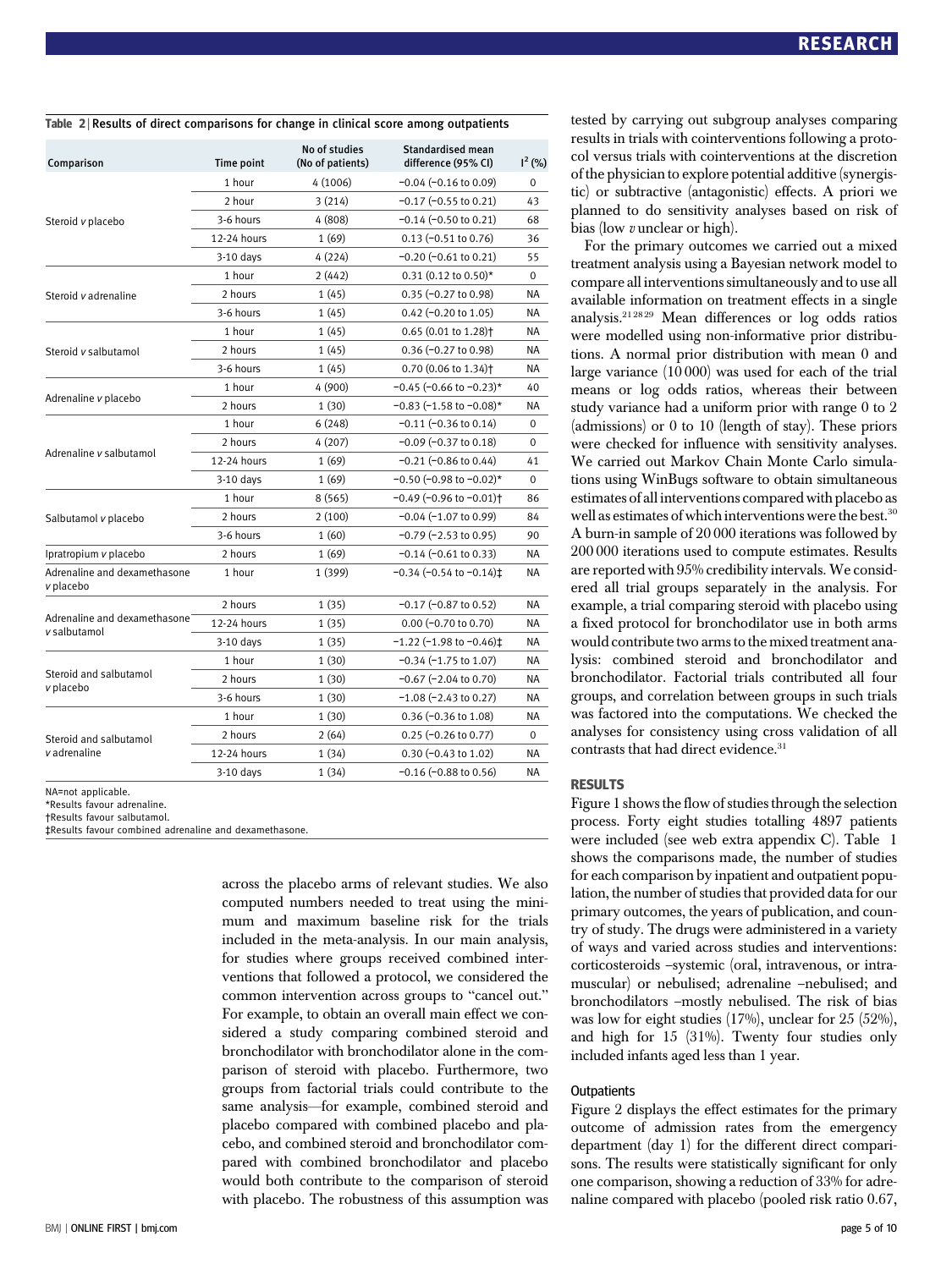**Table 2 | Results of direct comparisons for change in clinical score among outpatients**

| Comparison | Time point | No of studies (No of patients) | Standardised mean difference (95% CI) | $I^2$ (%) |
|---|---|---|---|---|
| Steroid v placebo | 1 hour | 4 (1006) | −0.04 (−0.16 to 0.09) | 0 |
| | 2 hour | 3 (214) | −0.17 (−0.55 to 0.21) | 43 |
| | 3-6 hours | 4 (808) | −0.14 (−0.50 to 0.21) | 68 |
| | 12-24 hours | 1 (69) | 0.13 (−0.51 to 0.76) | 36 |
| | 3-10 days | 4 (224) | −0.20 (−0.61 to 0.21) | 55 |
| Steroid v adrenaline | 1 hour | 2 (442) | 0.31 (0.12 to 0.50)* | 0 |
| | 2 hours | 1 (45) | 0.35 (−0.27 to 0.98) | NA |
| | 3-6 hours | 1 (45) | 0.42 (−0.20 to 1.05) | NA |
| Steroid v salbutamol | 1 hour | 1 (45) | 0.65 (0.01 to 1.28)† | NA |
| | 2 hours | 1 (45) | 0.36 (−0.27 to 0.98) | NA |
| | 3-6 hours | 1 (45) | 0.70 (0.06 to 1.34)† | NA |
| Adrenaline v placebo | 1 hour | 4 (900) | −0.45 (−0.66 to −0.23)* | 40 |
| | 2 hours | 1 (30) | −0.83 (−1.58 to −0.08)* | NA |
| Adrenaline v salbutamol | 1 hour | 6 (248) | −0.11 (−0.36 to 0.14) | 0 |
| | 2 hours | 4 (207) | −0.09 (−0.37 to 0.18) | 0 |
| | 12-24 hours | 1 (69) | −0.21 (−0.86 to 0.44) | 41 |
| | 3-10 days | 1 (69) | −0.50 (−0.98 to −0.02)* | 0 |
| Salbutamol v placebo | 1 hour | 8 (565) | −0.49 (−0.96 to −0.01)† | 86 |
| | 2 hours | 2 (100) | −0.04 (−1.07 to 0.99) | 84 |
| | 3-6 hours | 1 (60) | −0.79 (−2.53 to 0.95) | 90 |
| Ipratropium v placebo | 2 hours | 1 (69) | −0.14 (−0.61 to 0.33) | NA |
| Adrenaline and dexamethasone v placebo | 1 hour | 1 (399) | −0.34 (−0.54 to −0.14)‡ | NA |
| Adrenaline and dexamethasone v salbutamol | 2 hours | 1 (35) | −0.17 (−0.87 to 0.52) | NA |
| | 12-24 hours | 1 (35) | 0.00 (−0.70 to 0.70) | NA |
| | 3-10 days | 1 (35) | −1.22 (−1.98 to −0.46)‡ | NA |
| Steroid and salbutamol v placebo | 1 hour | 1 (30) | −0.34 (−1.75 to 1.07) | NA |
| | 2 hours | 1 (30) | −0.67 (−2.04 to 0.70) | NA |
| | 3-6 hours | 1 (30) | −1.08 (−2.43 to 0.27) | NA |
| Steroid and salbutamol v adrenaline | 1 hour | 1 (30) | 0.36 (−0.36 to 1.08) | NA |
| | 2 hours | 2 (64) | 0.25 (−0.26 to 0.77) | 0 |
| | 12-24 hours | 1 (34) | 0.30 (−0.43 to 1.02) | NA |
| | 3-10 days | 1 (34) | −0.16 (−0.88 to 0.56) | NA |

NA=not applicable.
*Results favour adrenaline.
†Results favour salbutamol.
‡Results favour combined adrenaline and dexamethasone.

across the placebo arms of relevant studies. We also computed numbers needed to treat using the minimum and maximum baseline risk for the trials included in the meta-analysis. In our main analysis, for studies where groups received combined interventions that followed a protocol, we considered the common intervention across groups to "cancel out." For example, to obtain an overall main effect we considered a study comparing combined steroid and bronchodilator with bronchodilator alone in the comparison of steroid with placebo. Furthermore, two groups from factorial trials could contribute to the same analysis—for example, combined steroid and placebo compared with combined placebo and placebo, and combined steroid and bronchodilator compared with combined bronchodilator and placebo would both contribute to the comparison of steroid with placebo. The robustness of this assumption was tested by carrying out subgroup analyses comparing results in trials with cointerventions following a protocol versus trials with cointerventions at the discretion of the physician to explore potential additive (synergistic) or subtractive (antagonistic) effects. A priori we planned to do sensitivity analyses based on risk of bias (low v unclear or high).

For the primary outcomes we carried out a mixed treatment analysis using a Bayesian network model to compare all interventions simultaneously and to use all available information on treatment effects in a single analysis.[2 12 28 29] Mean differences or log odds ratios were modelled using non-informative prior distributions. A normal prior distribution with mean 0 and large variance (10 000) was used for each of the trial means or log odds ratios, whereas their between study variance had a uniform prior with range 0 to 2 (admissions) or 0 to 10 (length of stay). These priors were checked for influence with sensitivity analyses. We carried out Markov Chain Monte Carlo simulations using WinBugs software to obtain simultaneous estimates of all interventions compared with placebo as well as estimates of which interventions were the best.[30] A burn-in sample of 20 000 iterations was followed by 200 000 iterations used to compute estimates. Results are reported with 95% credibility intervals. We considered all trial groups separately in the analysis. For example, a trial comparing steroid with placebo using a fixed protocol for bronchodilator use in both arms would contribute two arms to the mixed treatment analysis: combined steroid and bronchodilator and bronchodilator. Factorial trials contributed all four groups, and correlation between groups in such trials was factored into the computations. We checked the analyses for consistency using cross validation of all contrasts that had direct evidence.[31]

## RESULTS

Figure 1 shows the flow of studies through the selection process. Forty eight studies totalling 4897 patients were included (see web extra appendix C). Table 1 shows the comparisons made, the number of studies for each comparison by inpatient and outpatient population, the number of studies that provided data for our primary outcomes, the years of publication, and country of study. The drugs were administered in a variety of ways and varied across studies and interventions: corticosteroids –systemic (oral, intravenous, or intramuscular) or nebulised; adrenaline –nebulised; and bronchodilators –mostly nebulised. The risk of bias was low for eight studies (17%), unclear for 25 (52%), and high for 15 (31%). Twenty four studies only included infants aged less than 1 year.

### Outpatients

Figure 2 displays the effect estimates for the primary outcome of admission rates from the emergency department (day 1) for the different direct comparisons. The results were statistically significant for only one comparison, showing a reduction of 33% for adrenaline compared with placebo (pooled risk ratio 0.67,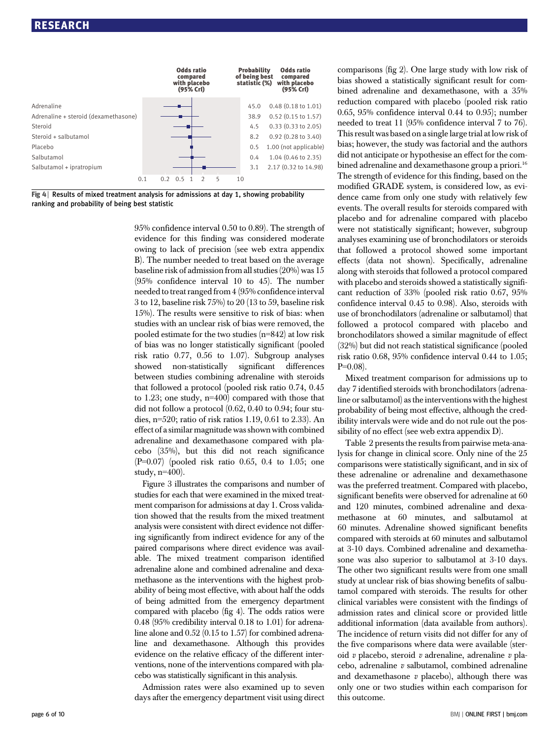Odds ratio compared with placebo (95% CrI)

Probability of being best statistic (%)

Odds ratio compared with placebo (95% CrI)

Adrenaline 45.0 0.48 (0.18 to 1.01)

Adrenaline + steroid (dexamethasone) 38.9 0.52 (0.15 to 1.57)

Steroid 4.5 0.33 (0.33 to 2.05)

Steroid + salbutamol 8.2 0.92 (0.28 to 3.40)

Placebo 0.5 1.00 (not applicable)

Salbutamol 0.4 1.04 (0.46 to 2.35)

Salbutamol + ipratropium 3.1 2.17 (0.32 to 14.98)

0.1 0.2 0.5 1 2 5 10

**Fig 4** | Results of mixed treatment analysis for admissions at day 1, showing probability ranking and probability of being best statistic

95% confidence interval 0.50 to 0.89). The strength of evidence for this finding was considered moderate owing to lack of precision (see web extra appendix B). The number needed to treat based on the average baseline risk of admission from all studies (20%) was 15 (95% confidence interval 10 to 45). The number needed to treat ranged from 4 (95% confidence interval 3 to 12, baseline risk 75%) to 20 (13 to 59, baseline risk 15%). The results were sensitive to risk of bias: when studies with an unclear risk of bias were removed, the pooled estimate for the two studies (n=842) at low risk of bias was no longer statistically significant (pooled risk ratio 0.77, 0.56 to 1.07). Subgroup analyses showed non-statistically significant differences between studies combining adrenaline with steroids that followed a protocol (pooled risk ratio 0.74, 0.45 to 1.23; one study, n=400) compared with those that did not follow a protocol (0.62, 0.40 to 0.94; four studies, n=520; ratio of risk ratios 1.19, 0.61 to 2.33). An effect of a similar magnitude was shown with combined adrenaline and dexamethasone compared with placebo (35%), but this did not reach significance (P=0.07) (pooled risk ratio 0.65, 0.4 to 1.05; one study, n=400).

Figure 3 illustrates the comparisons and number of studies for each that were examined in the mixed treatment comparison for admissions at day 1. Cross validation showed that the results from the mixed treatment analysis were consistent with direct evidence not differing significantly from indirect evidence for any of the paired comparisons where direct evidence was available. The mixed treatment comparison identified adrenaline alone and combined adrenaline and dexamethasone as the interventions with the highest probability of being most effective, with about half the odds of being admitted from the emergency department compared with placebo (fig 4). The odds ratios were 0.48 (95% credibility interval 0.18 to 1.01) for adrenaline alone and 0.52 (0.15 to 1.57) for combined adrenaline and dexamethasone. Although this provides evidence on the relative efficacy of the different interventions, none of the interventions compared with placebo was statistically significant in this analysis.

Admission rates were also examined up to seven days after the emergency department visit using direct comparisons (fig 2). One large study with low risk of bias showed a statistically significant result for combined adrenaline and dexamethasone, with a 35% reduction compared with placebo (pooled risk ratio 0.65, 95% confidence interval 0.44 to 0.95); number needed to treat 11 (95% confidence interval 7 to 76). This result was based on a single large trial at low risk of bias; however, the study was factorial and the authors did not anticipate or hypothesise an effect for the combined adrenaline and dexamethasone group a priori.[16] The strength of evidence for this finding, based on the modified GRADE system, is considered low, as evidence came from only one study with relatively few events. The overall results for steroids compared with placebo and for adrenaline compared with placebo were not statistically significant; however, subgroup analyses examining use of bronchodilators or steroids that followed a protocol showed some important effects (data not shown). Specifically, adrenaline along with steroids that followed a protocol compared with placebo and steroids showed a statistically significant reduction of 33% (pooled risk ratio 0.67, 95% confidence interval 0.45 to 0.98). Also, steroids with use of bronchodilators (adrenaline or salbutamol) that followed a protocol compared with placebo and bronchodilators showed a similar magnitude of effect (32%) but did not reach statistical significance (pooled risk ratio 0.68, 95% confidence interval 0.44 to 1.05; P=0.08).

Mixed treatment comparison for admissions up to day 7 identified steroids with bronchodilators (adrenaline or salbutamol) as the interventions with the highest probability of being most effective, although the credibility intervals were wide and do not rule out the possibility of no effect (see web extra appendix D).

Table 2 presents the results from pairwise meta-analysis for change in clinical score. Only nine of the 25 comparisons were statistically significant, and in six of these adrenaline or adrenaline and dexamethasone was the preferred treatment. Compared with placebo, significant benefits were observed for adrenaline at 60 and 120 minutes, combined adrenaline and dexamethasone at 60 minutes, and salbutamol at 60 minutes. Adrenaline showed significant benefits compared with steroids at 60 minutes and salbutamol at 3-10 days. Combined adrenaline and dexamethasone was also superior to salbutamol at 3-10 days. The other two significant results were from one small study at unclear risk of bias showing benefits of salbutamol compared with steroids. The results for other clinical variables were consistent with the findings of admission rates and clinical score or provided little additional information (data available from authors). The incidence of return visits did not differ for any of the five comparisons where data were available (steroid *v* placebo, steroid *v* adrenaline, adrenaline *v* placebo, adrenaline *v* salbutamol, combined adrenaline and dexamethasone *v* placebo), although there was only one or two studies within each comparison for this outcome.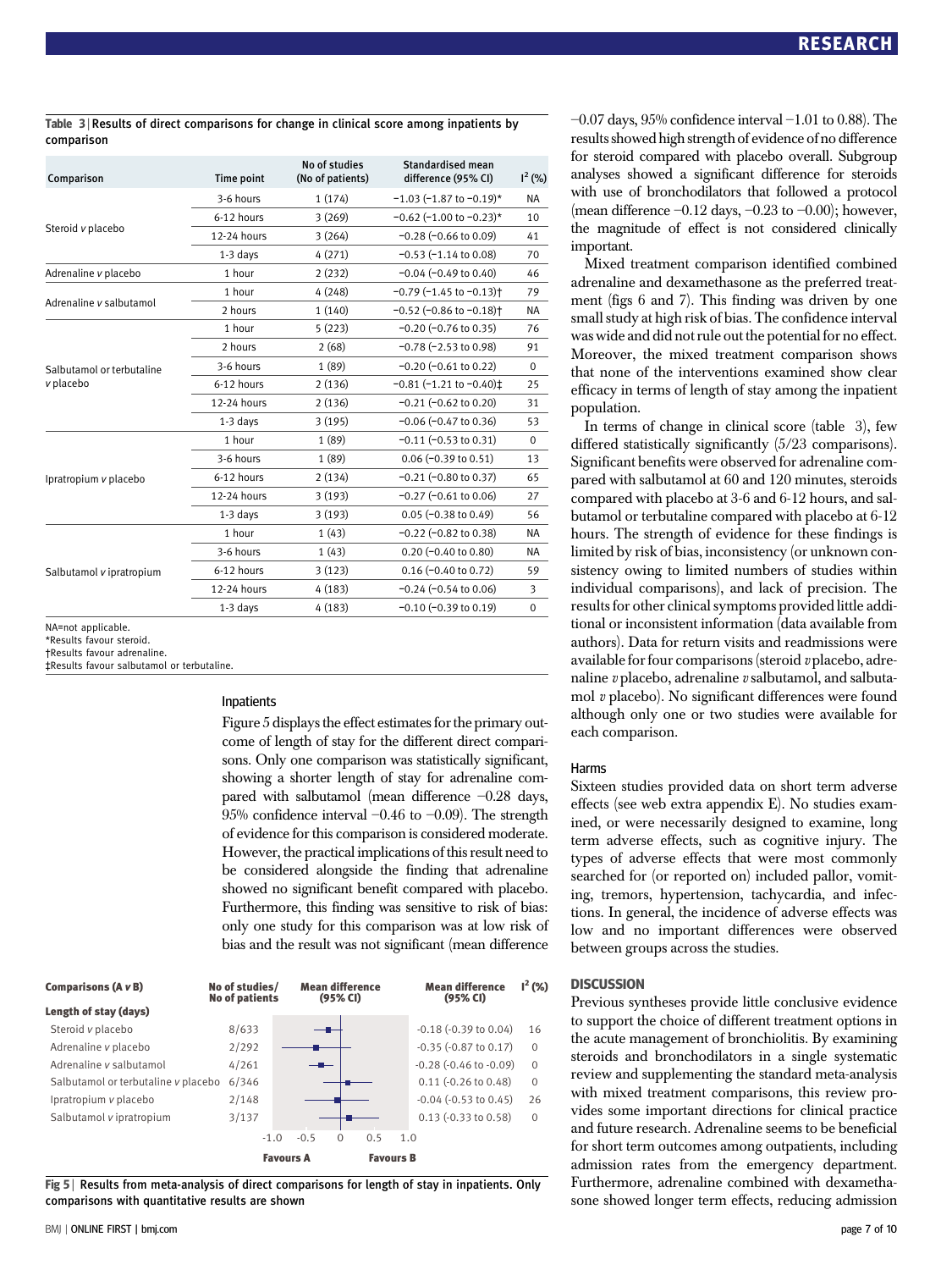**Table 3** | Results of direct comparisons for change in clinical score among inpatients by comparison

| Comparison | Time point | No of studies (No of patients) | Standardised mean difference (95% CI) | $I^2$ (%) |
|---|---|---|---|---|
| Steroid *v* placebo | 3-6 hours | 1 (174) | −1.03 (−1.87 to −0.19)* | NA |
| | 6-12 hours | 3 (269) | −0.62 (−1.00 to −0.23)* | 10 |
| | 12-24 hours | 3 (264) | −0.28 (−0.66 to 0.09) | 41 |
| | 1-3 days | 4 (271) | −0.53 (−1.14 to 0.08) | 70 |
| Adrenaline *v* placebo | 1 hour | 2 (232) | −0.04 (−0.49 to 0.40) | 46 |
| Adrenaline *v* salbutamol | 1 hour | 4 (248) | −0.79 (−1.45 to −0.13)† | 79 |
| | 2 hours | 1 (140) | −0.52 (−0.86 to −0.18)† | NA |
| Salbutamol or terbutaline *v* placebo | 1 hour | 5 (223) | −0.20 (−0.76 to 0.35) | 76 |
| | 2 hours | 2 (68) | −0.78 (−2.53 to 0.98) | 91 |
| | 3-6 hours | 1 (89) | −0.20 (−0.61 to 0.22) | 0 |
| | 6-12 hours | 2 (136) | −0.81 (−1.21 to −0.40)‡ | 25 |
| | 12-24 hours | 2 (136) | −0.21 (−0.62 to 0.20) | 31 |
| | 1-3 days | 3 (195) | −0.06 (−0.47 to 0.36) | 53 |
| Ipratropium *v* placebo | 1 hour | 1 (89) | −0.11 (−0.53 to 0.31) | 0 |
| | 3-6 hours | 1 (89) | 0.06 (−0.39 to 0.51) | 13 |
| | 6-12 hours | 2 (134) | −0.21 (−0.80 to 0.37) | 65 |
| | 12-24 hours | 3 (193) | −0.27 (−0.61 to 0.06) | 27 |
| | 1-3 days | 3 (193) | 0.05 (−0.38 to 0.49) | 56 |
| Salbutamol *v* ipratropium | 1 hour | 1 (43) | −0.22 (−0.82 to 0.38) | NA |
| | 3-6 hours | 1 (43) | 0.20 (−0.40 to 0.80) | NA |
| | 6-12 hours | 3 (123) | 0.16 (−0.40 to 0.72) | 59 |
| | 12-24 hours | 4 (183) | −0.24 (−0.54 to 0.06) | 3 |
| | 1-3 days | 4 (183) | −0.10 (−0.39 to 0.19) | 0 |

NA=not applicable.
*Results favour steroid.
†Results favour adrenaline.
‡Results favour salbutamol or terbutaline.

### Inpatients

Figure 5 displays the effect estimates for the primary outcome of length of stay for the different direct comparisons. Only one comparison was statistically significant, showing a shorter length of stay for adrenaline compared with salbutamol (mean difference −0.28 days, 95% confidence interval −0.46 to −0.09). The strength of evidence for this comparison is considered moderate. However, the practical implications of this result need to be considered alongside the finding that adrenaline showed no significant benefit compared with placebo. Furthermore, this finding was sensitive to risk of bias: only one study for this comparison was at low risk of bias and the result was not significant (mean difference −0.07 days, 95% confidence interval −1.01 to 0.88). The results showed high strength of evidence of no difference for steroid compared with placebo overall. Subgroup analyses showed a significant difference for steroids with use of bronchodilators that followed a protocol (mean difference −0.12 days, −0.23 to −0.00); however, the magnitude of effect is not considered clinically important.

Mixed treatment comparison identified combined adrenaline and dexamethasone as the preferred treatment (figs 6 and 7). This finding was driven by one small study at high risk of bias. The confidence interval was wide and did not rule out the potential for no effect. Moreover, the mixed treatment comparison shows that none of the interventions examined show clear efficacy in terms of length of stay among the inpatient population.

In terms of change in clinical score (table 3), few differed statistically significantly (5/23 comparisons). Significant benefits were observed for adrenaline compared with salbutamol at 60 and 120 minutes, steroids compared with placebo at 3-6 and 6-12 hours, and salbutamol or terbutaline compared with placebo at 6-12 hours. The strength of evidence for these findings is limited by risk of bias, inconsistency (or unknown consistency owing to limited numbers of studies within individual comparisons), and lack of precision. The results for other clinical symptoms provided little additional or inconsistent information (data available from authors). Data for return visits and readmissions were available for four comparisons (steroid *v* placebo, adrenaline *v* placebo, adrenaline *v* salbutamol, and salbutamol *v* placebo). No significant differences were found although only one or two studies were available for each comparison.

Comparisons (A *v* B)
No of studies/ No of patients
Mean difference (95% CI)
Mean difference (95% CI)
$I^2$ (%)
Length of stay (days)
Steroid *v* placebo 8/633 -0.18 (-0.39 to 0.04) 16
Adrenaline *v* placebo 2/292 -0.35 (-0.87 to 0.17) 0
Adrenaline *v* salbutamol 4/261 -0.28 (-0.46 to -0.09) 0
Salbutamol or terbutaline *v* placebo 6/346 0.11 (-0.26 to 0.48) 0
Ipratropium *v* placebo 2/148 -0.04 (-0.53 to 0.45) 26
Salbutamol *v* ipratropium 3/137 0.13 (-0.33 to 0.58) 0
-1.0 -0.5 0 0.5 1.0
Favours A Favours B

**Fig 5** | Results from meta-analysis of direct comparisons for length of stay in inpatients. Only comparisons with quantitative results are shown

### Harms

Sixteen studies provided data on short term adverse effects (see web extra appendix E). No studies examined, or were necessarily designed to examine, long term adverse effects, such as cognitive injury. The types of adverse effects that were most commonly searched for (or reported on) included pallor, vomiting, tremors, hypertension, tachycardia, and infections. In general, the incidence of adverse effects was low and no important differences were observed between groups across the studies.

## DISCUSSION

Previous syntheses provide little conclusive evidence to support the choice of different treatment options in the acute management of bronchiolitis. By examining steroids and bronchodilators in a single systematic review and supplementing the standard meta-analysis with mixed treatment comparisons, this review provides some important directions for clinical practice and future research. Adrenaline seems to be beneficial for short term outcomes among outpatients, including admission rates from the emergency department. Furthermore, adrenaline combined with dexamethasone showed longer term effects, reducing admission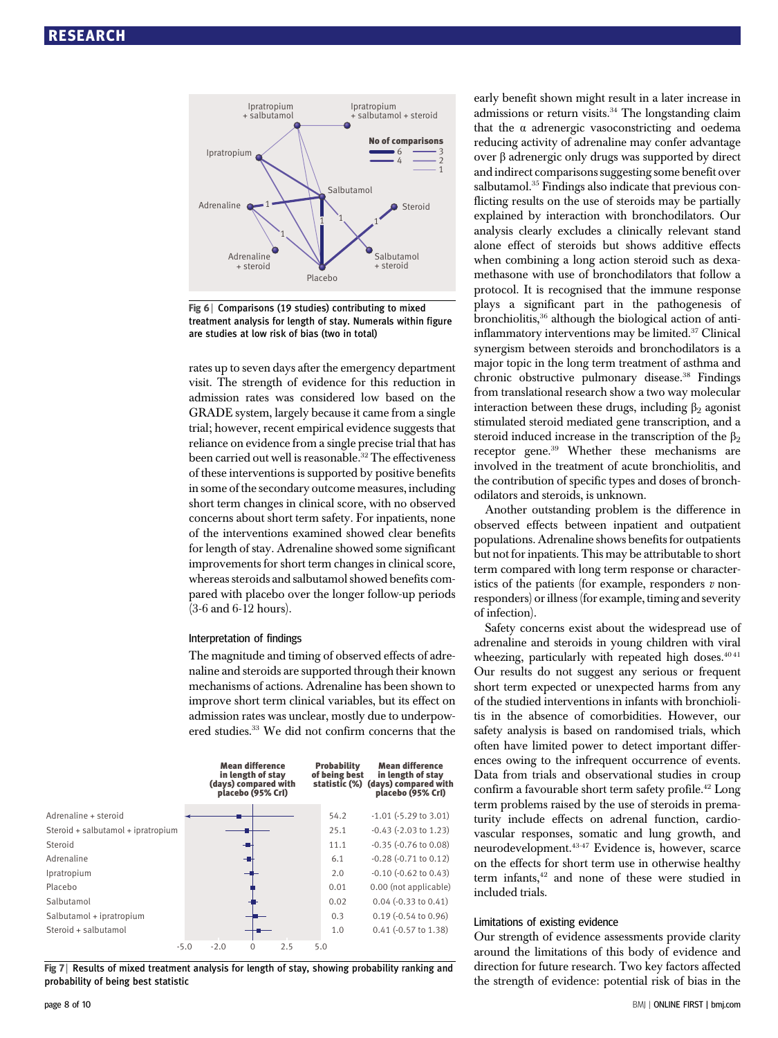Ipratropium + salbutamol

Ipratropium + salbutamol + steroid

No of comparisons

6

4

3

2

1

Ipratropium

Salbutamol

Adrenaline

Steroid

Adrenaline + steroid

Salbutamol + steroid

Placebo

1

1

1

1

1

Fig 6 | Comparisons (19 studies) contributing to mixed treatment analysis for length of stay. Numerals within figure are studies at low risk of bias (two in total)

rates up to seven days after the emergency department visit. The strength of evidence for this reduction in admission rates was considered low based on the GRADE system, largely because it came from a single trial; however, recent empirical evidence suggests that reliance on evidence from a single precise trial that has been carried out well is reasonable.[32] The effectiveness of these interventions is supported by positive benefits in some of the secondary outcome measures, including short term changes in clinical score, with no observed concerns about short term safety. For inpatients, none of the interventions examined showed clear benefits for length of stay. Adrenaline showed some significant improvements for short term changes in clinical score, whereas steroids and salbutamol showed benefits compared with placebo over the longer follow-up periods (3-6 and 6-12 hours).

### Interpretation of findings

The magnitude and timing of observed effects of adrenaline and steroids are supported through their known mechanisms of actions. Adrenaline has been shown to improve short term clinical variables, but its effect on admission rates was unclear, mostly due to underpowered studies.[33] We did not confirm concerns that the early benefit shown might result in a later increase in admissions or return visits.[34] The longstanding claim that the α adrenergic vasoconstricting and oedema reducing activity of adrenaline may confer advantage over β adrenergic only drugs was supported by direct and indirect comparisons suggesting some benefit over salbutamol.[35] Findings also indicate that previous conflicting results on the use of steroids may be partially explained by interaction with bronchodilators. Our analysis clearly excludes a clinically relevant stand alone effect of steroids but shows additive effects when combining a long action steroid such as dexamethasone with use of bronchodilators that follow a protocol. It is recognised that the immune response plays a significant part in the pathogenesis of bronchiolitis,[36] although the biological action of anti-inflammatory interventions may be limited.[37] Clinical synergism between steroids and bronchodilators is a major topic in the long term treatment of asthma and chronic obstructive pulmonary disease.[38] Findings from translational research show a two way molecular interaction between these drugs, including $\beta_2$ agonist stimulated steroid mediated gene transcription, and a steroid induced increase in the transcription of the $\beta_2$ receptor gene.[39] Whether these mechanisms are involved in the treatment of acute bronchiolitis, and the contribution of specific types and doses of bronchodilators and steroids, is unknown.

Another outstanding problem is the difference in observed effects between inpatient and outpatient populations. Adrenaline shows benefits for outpatients but not for inpatients. This may be attributable to short term compared with long term response or characteristics of the patients (for example, responders *v* non-responders) or illness (for example, timing and severity of infection).

Safety concerns exist about the widespread use of adrenaline and steroids in young children with viral wheezing, particularly with repeated high doses.[40 41] Our results do not suggest any serious or frequent short term expected or unexpected harms from any of the studied interventions in infants with bronchiolitis in the absence of comorbidities. However, our safety analysis is based on randomised trials, which often have limited power to detect important differences owing to the infrequent occurrence of events. Data from trials and observational studies in croup confirm a favourable short term safety profile.[42] Long term problems raised by the use of steroids in prematurity include effects on adrenal function, cardiovascular responses, somatic and lung growth, and neurodevelopment.[43-47] Evidence is, however, scarce on the effects for short term use in otherwise healthy term infants,[42] and none of these were studied in included trials.

### Limitations of existing evidence

Our strength of evidence assessments provide clarity around the limitations of this body of evidence and direction for future research. Two key factors affected the strength of evidence: potential risk of bias in the

Mean difference in length of stay (days) compared with placebo (95% CrI)

Probability of being best statistic (%)

Mean difference in length of stay (days) compared with placebo (95% CrI)

Adrenaline + steroid 54.2 -1.01 (-5.29 to 3.01)

Steroid + salbutamol + ipratropium 25.1 -0.43 (-2.03 to 1.23)

Steroid 11.1 -0.35 (-0.76 to 0.08)

Adrenaline 6.1 -0.28 (-0.71 to 0.12)

Ipratropium 2.0 -0.10 (-0.62 to 0.43)

Placebo 0.01 0.00 (not applicable)

Salbutamol 0.02 0.04 (-0.33 to 0.41)

Salbutamol + ipratropium 0.3 0.19 (-0.54 to 0.96)

Steroid + salbutamol 1.0 0.41 (-0.57 to 1.38)

-5.0 -2.0 0 2.5 5.0

Fig 7 | Results of mixed treatment analysis for length of stay, showing probability ranking and probability of being best statistic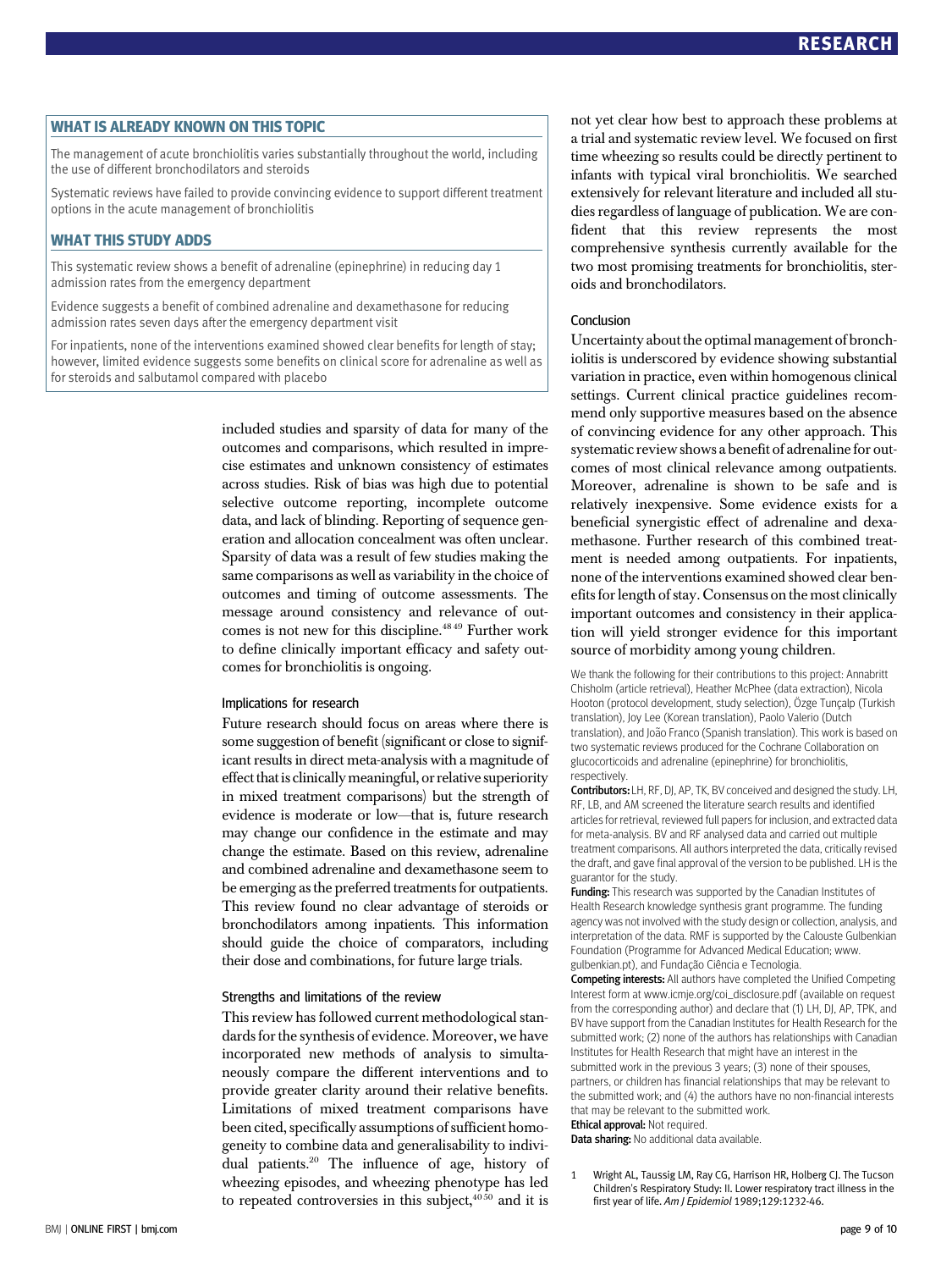## WHAT IS ALREADY KNOWN ON THIS TOPIC

The management of acute bronchiolitis varies substantially throughout the world, including the use of different bronchodilators and steroids

Systematic reviews have failed to provide convincing evidence to support different treatment options in the acute management of bronchiolitis

## WHAT THIS STUDY ADDS

This systematic review shows a benefit of adrenaline (epinephrine) in reducing day 1 admission rates from the emergency department

Evidence suggests a benefit of combined adrenaline and dexamethasone for reducing admission rates seven days after the emergency department visit

For inpatients, none of the interventions examined showed clear benefits for length of stay; however, limited evidence suggests some benefits on clinical score for adrenaline as well as for steroids and salbutamol compared with placebo

included studies and sparsity of data for many of the outcomes and comparisons, which resulted in imprecise estimates and unknown consistency of estimates across studies. Risk of bias was high due to potential selective outcome reporting, incomplete outcome data, and lack of blinding. Reporting of sequence generation and allocation concealment was often unclear. Sparsity of data was a result of few studies making the same comparisons as well as variability in the choice of outcomes and timing of outcome assessments. The message around consistency and relevance of outcomes is not new for this discipline.[48,49] Further work to define clinically important efficacy and safety outcomes for bronchiolitis is ongoing.

### Implications for research

Future research should focus on areas where there is some suggestion of benefit (significant or close to significant results in direct meta-analysis with a magnitude of effect that is clinically meaningful, or relative superiority in mixed treatment comparisons) but the strength of evidence is moderate or low—that is, future research may change our confidence in the estimate and may change the estimate. Based on this review, adrenaline and combined adrenaline and dexamethasone seem to be emerging as the preferred treatments for outpatients. This review found no clear advantage of steroids or bronchodilators among inpatients. This information should guide the choice of comparators, including their dose and combinations, for future large trials.

### Strengths and limitations of the review

This review has followed current methodological standards for the synthesis of evidence. Moreover, we have incorporated new methods of analysis to simultaneously compare the different interventions and to provide greater clarity around their relative benefits. Limitations of mixed treatment comparisons have been cited, specifically assumptions of sufficient homogeneity to combine data and generalisability to individual patients.[20] The influence of age, history of wheezing episodes, and wheezing phenotype has led to repeated controversies in this subject,[40,50] and it is not yet clear how best to approach these problems at a trial and systematic review level. We focused on first time wheezing so results could be directly pertinent to infants with typical viral bronchiolitis. We searched extensively for relevant literature and included all studies regardless of language of publication. We are confident that this review represents the most comprehensive synthesis currently available for the two most promising treatments for bronchiolitis, steroids and bronchodilators.

### Conclusion

Uncertainty about the optimal management of bronchiolitis is underscored by evidence showing substantial variation in practice, even within homogenous clinical settings. Current clinical practice guidelines recommend only supportive measures based on the absence of convincing evidence for any other approach. This systematic review shows a benefit of adrenaline for outcomes of most clinical relevance among outpatients. Moreover, adrenaline is shown to be safe and is relatively inexpensive. Some evidence exists for a beneficial synergistic effect of adrenaline and dexamethasone. Further research of this combined treatment is needed among outpatients. For inpatients, none of the interventions examined showed clear benefits for length of stay. Consensus on the most clinically important outcomes and consistency in their application will yield stronger evidence for this important source of morbidity among young children.

We thank the following for their contributions to this project: Annabritt Chisholm (article retrieval), Heather McPhee (data extraction), Nicola Hooton (protocol development, study selection), Özge Tunçalp (Turkish translation), Joy Lee (Korean translation), Paolo Valerio (Dutch translation), and João Franco (Spanish translation). This work is based on two systematic reviews produced for the Cochrane Collaboration on glucocorticoids and adrenaline (epinephrine) for bronchiolitis, respectively.

**Contributors:** LH, RF, DJ, AP, TK, BV conceived and designed the study. LH, RF, LB, and AM screened the literature search results and identified articles for retrieval, reviewed full papers for inclusion, and extracted data for meta-analysis. BV and RF analysed data and carried out multiple treatment comparisons. All authors interpreted the data, critically revised the draft, and gave final approval of the version to be published. LH is the guarantor for the study.

**Funding:** This research was supported by the Canadian Institutes of Health Research knowledge synthesis grant programme. The funding agency was not involved with the study design or collection, analysis, and interpretation of the data. RMF is supported by the Calouste Gulbenkian Foundation (Programme for Advanced Medical Education; www.gulbenkian.pt), and Fundação Ciência e Tecnologia.

**Competing interests:** All authors have completed the Unified Competing Interest form at www.icmje.org/coi_disclosure.pdf (available on request from the corresponding author) and declare that (1) LH, DJ, AP, TPK, and BV have support from the Canadian Institutes for Health Research for the submitted work; (2) none of the authors has relationships with Canadian Institutes for Health Research that might have an interest in the submitted work in the previous 3 years; (3) none of their spouses, partners, or children has financial relationships that may be relevant to the submitted work; and (4) the authors have no non-financial interests that may be relevant to the submitted work.

**Ethical approval:** Not required.

**Data sharing:** No additional data available.

1 Wright AL, Taussig LM, Ray CG, Harrison HR, Holberg CJ. The Tucson Children's Respiratory Study: II. Lower respiratory tract illness in the first year of life. *Am J Epidemiol* 1989;129:1232-46.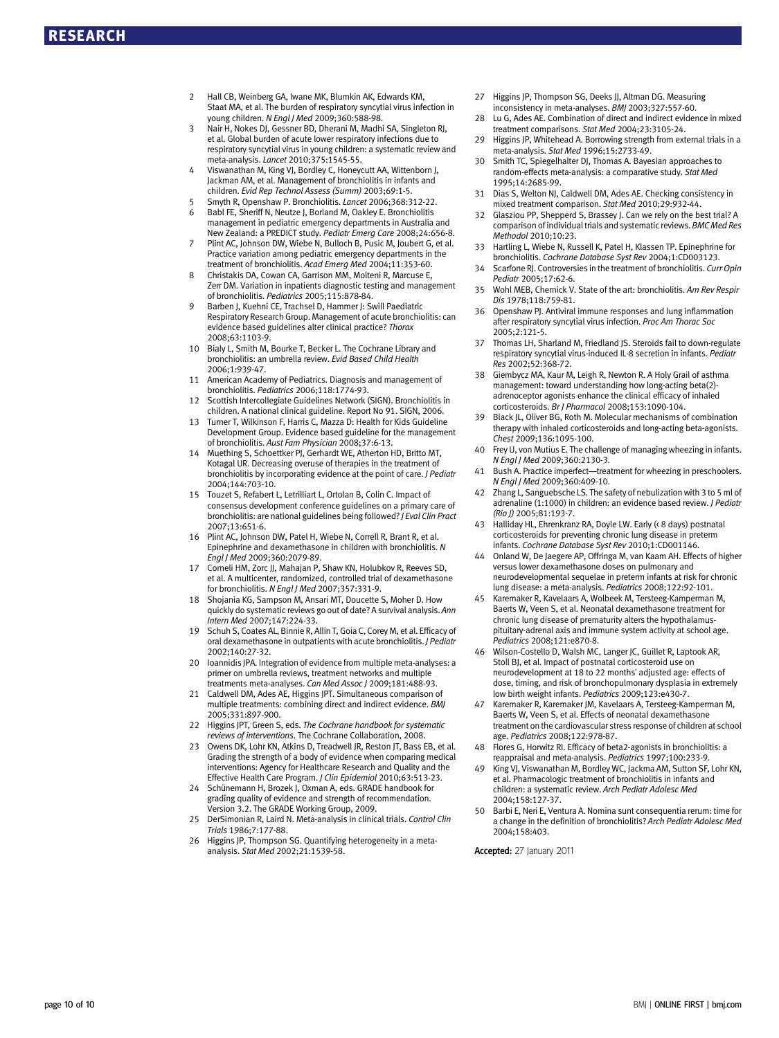2. Hall CB, Weinberg GA, Iwane MK, Blumkin AK, Edwards KM, Staat MA, et al. The burden of respiratory syncytial virus infection in young children. *N Engl J Med* 2009;360:588-98.
3. Nair H, Nokes DJ, Gessner BD, Dherani M, Madhi SA, Singleton RJ, et al. Global burden of acute lower respiratory infections due to respiratory syncytial virus in young children: a systematic review and meta-analysis. *Lancet* 2010;375:1545-55.
4. Viswanathan M, King VJ, Bordley C, Honeycutt AA, Wittenborn J, Jackman AM, et al. Management of bronchiolitis in infants and children. *Evid Rep Technol Assess (Summ)* 2003;69:1-5.
5. Smyth R, Openshaw P. Bronchiolitis. *Lancet* 2006;368:312-22.
6. Babl FE, Sheriff N, Neutze J, Borland M, Oakley E. Bronchiolitis management in pediatric emergency departments in Australia and New Zealand: a PREDICT study. *Pediatr Emerg Care* 2008;24:656-8.
7. Plint AC, Johnson DW, Wiebe N, Bulloch B, Pusic M, Joubert G, et al. Practice variation among pediatric emergency departments in the treatment of bronchiolitis. *Acad Emerg Med* 2004;11:353-60.
8. Christakis DA, Cowan CA, Garrison MM, Molteni R, Marcuse E, Zerr DM. Variation in inpatients diagnostic testing and management of bronchiolitis. *Pediatrics* 2005;115:878-84.
9. Barben J, Kuehni CE, Trachsel D, Hammer J: Swill Paediatric Respiratory Research Group. Management of acute bronchiolitis: can evidence based guidelines alter clinical practice? *Thorax* 2008;63:1103-9.
10. Bialy L, Smith M, Bourke T, Becker L. The Cochrane Library and bronchiolitis: an umbrella review. *Evid Based Child Health* 2006;1:939-47.
11. American Academy of Pediatrics. Diagnosis and management of bronchiolitis. *Pediatrics* 2006;118:1774-93.
12. Scottish Intercollegiate Guidelines Network (SIGN). Bronchiolitis in children. A national clinical guideline. Report No 91. SIGN, 2006.
13. Turner T, Wilkinson F, Harris C, Mazza D: Health for Kids Guideline Development Group. Evidence based guideline for the management of bronchiolitis. *Aust Fam Physician* 2008;37:6-13.
14. Muething S, Schoettker PJ, Gerhardt WE, Atherton HD, Britto MT, Kotagal UR. Decreasing overuse of therapies in the treatment of bronchiolitis by incorporating evidence at the point of care. *J Pediatr* 2004;144:703-10.
15. Touzet S, Refabert L, Letrilliart L, Ortolan B, Colin C. Impact of consensus development conference guidelines on a primary care of bronchiolitis: are national guidelines being followed? *J Eval Clin Pract* 2007;13:651-6.
16. Plint AC, Johnson DW, Patel H, Wiebe N, Correll R, Brant R, et al. Epinephrine and dexamethasone in children with bronchiolitis. *N Engl J Med* 2009;360:2079-89.
17. Corneli HM, Zorc JJ, Mahajan P, Shaw KN, Holubkov R, Reeves SD, et al. A multicenter, randomized, controlled trial of dexamethasone for bronchiolitis. *N Engl J Med* 2007;357:331-9.
18. Shojania KG, Sampson M, Ansari MT, Doucette S, Moher D. How quickly do systematic reviews go out of date? A survival analysis. *Ann Intern Med* 2007;147:224-33.
19. Schuh S, Coates AL, Binnie R, Allin T, Goia C, Corey M, et al. Efficacy of oral dexamethasone in outpatients with acute bronchiolitis. *J Pediatr* 2002;140:27-32.
20. Ioannidis JPA. Integration of evidence from multiple meta-analyses: a primer on umbrella reviews, treatment networks and multiple treatments meta-analyses. *Can Med Assoc J* 2009;181:488-93.
21. Caldwell DM, Ades AE, Higgins JPT. Simultaneous comparison of multiple treatments: combining direct and indirect evidence. *BMJ* 2005;331:897-900.
22. Higgins JPT, Green S, eds. *The Cochrane handbook for systematic reviews of interventions.* The Cochrane Collaboration, 2008.
23. Owens DK, Lohr KN, Atkins D, Treadwell JR, Reston JT, Bass EB, et al. Grading the strength of a body of evidence when comparing medical interventions: Agency for Healthcare Research and Quality and the Effective Health Care Program. *J Clin Epidemiol* 2010;63:513-23.
24. Schünemann H, Brozek J, Oxman A, eds. GRADE handbook for grading quality of evidence and strength of recommendation. Version 3.2. The GRADE Working Group, 2009.
25. DerSimonian R, Laird N. Meta-analysis in clinical trials. *Control Clin Trials* 1986;7:177-88.
26. Higgins JP, Thompson SG. Quantifying heterogeneity in a meta-analysis. *Stat Med* 2002;21:1539-58.
27. Higgins JP, Thompson SG, Deeks JJ, Altman DG. Measuring inconsistency in meta-analyses. *BMJ* 2003;327:557-60.
28. Lu G, Ades AE. Combination of direct and indirect evidence in mixed treatment comparisons. *Stat Med* 2004;23:3105-24.
29. Higgins JP, Whitehead A. Borrowing strength from external trials in a meta-analysis. *Stat Med* 1996;15:2733-49.
30. Smith TC, Spiegelhalter DJ, Thomas A. Bayesian approaches to random-effects meta-analysis: a comparative study. *Stat Med* 1995;14:2685-99.
31. Dias S, Welton NJ, Caldwell DM, Ades AE. Checking consistency in mixed treatment comparison. *Stat Med* 2010;29:932-44.
32. Glasziou PP, Shepperd S, Brassey J. Can we rely on the best trial? A comparison of individual trials and systematic reviews. *BMC Med Res Methodol* 2010;10:23.
33. Hartling L, Wiebe N, Russell K, Patel H, Klassen TP. Epinephrine for bronchiolitis. *Cochrane Database Syst Rev* 2004;1:CD003123.
34. Scarfone RJ. Controversies in the treatment of bronchiolitis. *Curr Opin Pediatr* 2005;17:62-6.
35. Wohl MEB, Chernick V. State of the art: bronchiolitis. *Am Rev Respir Dis* 1978;118:759-81.
36. Openshaw PJ. Antiviral immune responses and lung inflammation after respiratory syncytial virus infection. *Proc Am Thorac Soc* 2005;2:121-5.
37. Thomas LH, Sharland M, Friedland JS. Steroids fail to down-regulate respiratory syncytial virus-induced IL-8 secretion in infants. *Pediatr Res* 2002;52:368-72.
38. Giembycz MA, Kaur M, Leigh R, Newton R. A Holy Grail of asthma management: toward understanding how long-acting beta(2)-adrenoceptor agonists enhance the clinical efficacy of inhaled corticosteroids. *Br J Pharmacol* 2008;153:1090-104.
39. Black JL, Oliver BG, Roth M. Molecular mechanisms of combination therapy with inhaled corticosteroids and long-acting beta-agonists. *Chest* 2009;136:1095-100.
40. Frey U, von Mutius E. The challenge of managing wheezing in infants. *N Engl J Med* 2009;360:2130-3.
41. Bush A. Practice imperfect—treatment for wheezing in preschoolers. *N Engl J Med* 2009;360:409-10.
42. Zhang L, Sanguebsche LS. The safety of nebulization with 3 to 5 ml of adrenaline (1:1000) in children: an evidence based review. *J Pediatr (Rio J)* 2005;81:193-7.
43. Halliday HL, Ehrenkranz RA, Doyle LW. Early (< 8 days) postnatal corticosteroids for preventing chronic lung disease in preterm infants. *Cochrane Database Syst Rev* 2010;1:CD001146.
44. Onland W, De Jaegere AP, Offringa M, van Kaam AH. Effects of higher versus lower dexamethasone doses on pulmonary and neurodevelopmental sequelae in preterm infants at risk for chronic lung disease: a meta-analysis. *Pediatrics* 2008;122:92-101.
45. Karemaker R, Kavelaars A, Wolbeek M, Tersteeg-Kamperman M, Baerts W, Veen S, et al. Neonatal dexamethasone treatment for chronic lung disease of prematurity alters the hypothalamus-pituitary-adrenal axis and immune system activity at school age. *Pediatrics* 2008;121:e870-8.
46. Wilson-Costello D, Walsh MC, Langer JC, Guillet R, Laptook AR, Stoll BJ, et al. Impact of postnatal corticosteroid use on neurodevelopment at 18 to 22 months' adjusted age: effects of dose, timing, and risk of bronchopulmonary dysplasia in extremely low birth weight infants. *Pediatrics* 2009;123:e430-7.
47. Karemaker R, Karemaker JM, Kavelaars A, Tersteeg-Kamperman M, Baerts W, Veen S, et al. Effects of neonatal dexamethasone treatment on the cardiovascular stress response of children at school age. *Pediatrics* 2008;122:978-87.
48. Flores G, Horwitz RI. Efficacy of beta2-agonists in bronchiolitis: a reappraisal and meta-analysis. *Pediatrics* 1997;100:233-9.
49. King VJ, Viswanathan M, Bordley WC, Jackma AM, Sutton SF, Lohr KN, et al. Pharmacologic treatment of bronchiolitis in infants and children: a systematic review. *Arch Pediatr Adolesc Med* 2004;158:127-37.
50. Barbi E, Neri E, Ventura A. Nomina sunt consequentia rerum: time for a change in the definition of bronchiolitis? *Arch Pediatr Adolesc Med* 2004;158:403.

**Accepted:** 27 January 2011